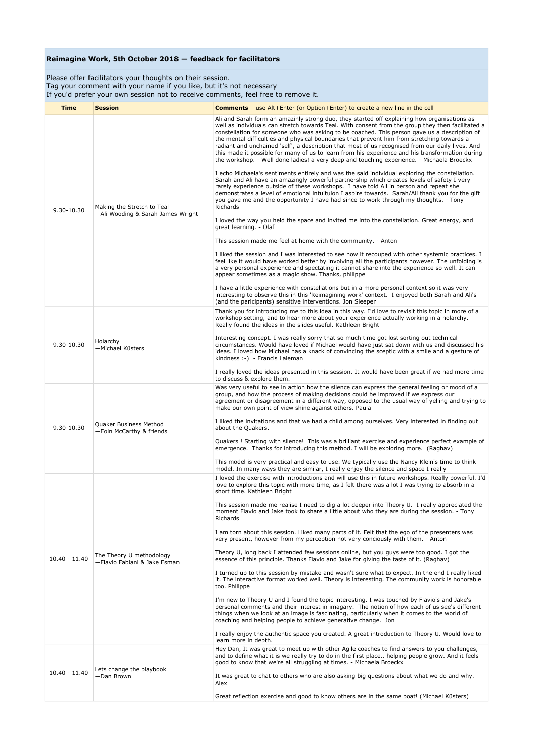## Reimagine Work, 5th October 2018 — feedback for facilitators

Please offer facilitators your thoughts on their session.
Tag your comment with your name if you like, but it's not necessary
If you'd prefer your own session not to receive comments, feel free to remove it.

| Time | Session | **Comments** – use Alt+Enter (or Option+Enter) to create a new line in the cell |
|---|---|---|
| 9.30-10.30 | Making the Stretch to Teal —Ali Wooding & Sarah James Wright | Ali and Sarah form an amazinly strong duo, they started off explaining how organisations as well as individuals can stretch towards Teal. With consent from the group they then facilitated a constellation for someone who was asking to be coached. This person gave us a description of the mental difficulties and physical boundaries that prevent him from stretching towards a radiant and unchained 'self', a description that most of us recognised from our daily lives. And this made it possible for many of us to learn from his experience and his transformation during the workshop. - Well done ladies! a very deep and touching experience. - Michaela Broeckx<br><br>I echo Michaela's sentiments entirely and was the said individual exploring the constellation. Sarah and Ali have an amazingly powerful partnership which creates levels of safety I very rarely experience outside of these workshops. I have told Ali in person and repeat she demonstrates a level of emotional intuitiuon I aspire towards. Sarah/Ali thank you for the gift you gave me and the opportunity I have had since to work through my thoughts. - Tony Richards<br><br>I loved the way you held the space and invited me into the constellation. Great energy, and great learning. - Olaf<br><br>This session made me feel at home with the community. - Anton<br><br>I liked the session and I was interested to see how it recouped with other systemic practices. I feel like it would have worked better by involving all the participants however. The unfolding is a very personal experience and spectating it cannot share into the experience so well. It can appear sometimes as a magic show. Thanks, philippe<br><br>I have a little experience with constellations but in a more personal context so it was very interesting to observe this in this 'Reimagining work' context. I enjoyed both Sarah and Ali's (and the paricipants) sensitive interventions. Jon Sleeper |
| 9.30-10.30 | Holarchy —Michael Küsters | Thank you for introducing me to this idea in this way. I'd love to revisit this topic in more of a workshop setting, and to hear more about your experience actually working in a holarchy. Really found the ideas in the slides useful. Kathleen Bright<br><br>Interesting concept. I was really sorry that so much time got lost sorting out technical circumstances. Would have loved if Michael would have just sat down with us and discussed his ideas. I loved how Michael has a knack of convincing the sceptic with a smile and a gesture of kindness :-) - Francis Laleman<br><br>I really loved the ideas presented in this session. It would have been great if we had more time to discuss & explore them. |
| 9.30-10.30 | Quaker Business Method —Eoin McCarthy & friends | Was very useful to see in action how the silence can express the general feeling or mood of a group, and how the process of making decisions could be improved if we express our agreement or disagreement in a different way, opposed to the usual way of yelling and trying to make our own point of view shine against others. Paula<br><br>I liked the invitations and that we had a child among ourselves. Very interested in finding out about the Quakers.<br><br>Quakers ! Starting with silence! This was a brilliant exercise and experience perfect example of emergence. Thanks for introducing this method. I will be exploring more. (Raghav)<br><br>This model is very practical and easy to use. We typically use the Nancy Klein's time to think model. In many ways they are similar, I really enjoy the silence and space I really |
| 10.40 - 11.40 | The Theory U methodology —Flavio Fabiani & Jake Esman | I loved the exercise with introductions and will use this in future workshops. Really powerful. I'd love to explore this topic with more time, as I felt there was a lot I was trying to absorb in a short time. Kathleen Bright<br><br>This session made me realise I need to dig a lot deeper into Theory U. I really appreciated the moment Flavio and Jake took to share a little about who they are during the session. - Tony Richards<br><br>I am torn about this session. Liked many parts of it. Felt that the ego of the presenters was very present, however from my perception not very conciously with them. - Anton<br><br>Theory U, long back I attended few sessions online, but you guys were too good. I got the essence of this principle. Thanks Flavio and Jake for giving the taste of it. (Raghav)<br><br>I turned up to this session by mistake and wasn't sure what to expect. In the end I really liked it. The interactive format worked well. Theory is interesting. The community work is honorable too. Philippe<br><br>I'm new to Theory U and I found the topic interesting. I was touched by Flavio's and Jake's personal comments and their interest in imagary. The notion of how each of us see's different things when we look at an image is fascinating, particularly when it comes to the world of coaching and helping people to achieve generative change. Jon<br><br>I really enjoy the authentic space you created. A great introduction to Theory U. Would love to learn more in depth. |
| 10.40 - 11.40 | Lets change the playbook —Dan Brown | Hey Dan, It was great to meet up with other Agile coaches to find answers to you challenges, and to define what it is we really try to do in the first place.. helping people grow. And it feels good to know that we're all struggling at times. - Michaela Broeckx<br><br>It was great to chat to others who are also asking big questions about what we do and why. Alex<br><br>Great reflection exercise and good to know others are in the same boat! (Michael Küsters) |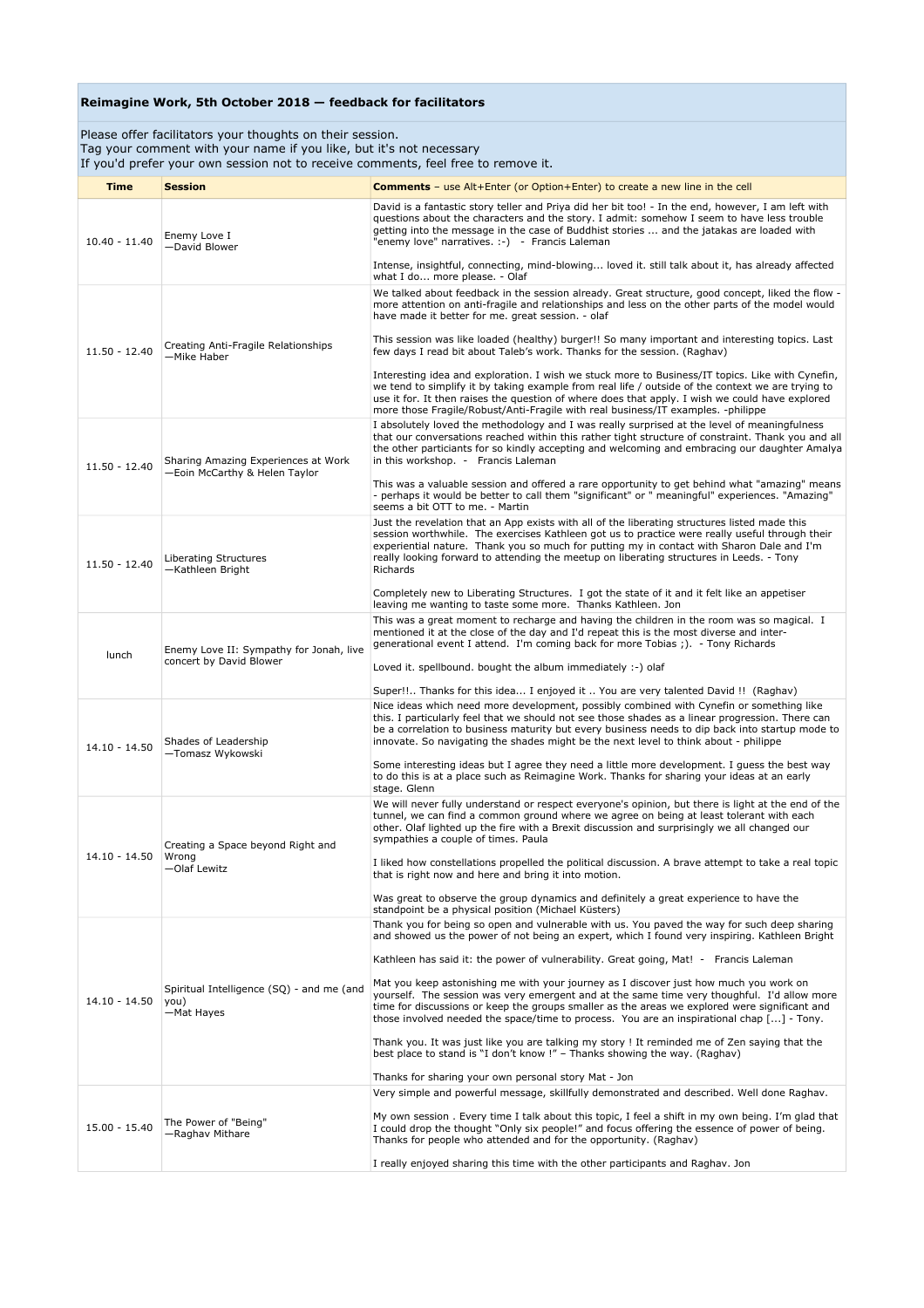**Reimagine Work, 5th October 2018 — feedback for facilitators**

Please offer facilitators your thoughts on their session.
Tag your comment with your name if you like, but it's not necessary
If you'd prefer your own session not to receive comments, feel free to remove it.

| Time | Session | Comments – use Alt+Enter (or Option+Enter) to create a new line in the cell |
|---|---|---|
| 10.40 - 11.40 | Enemy Love I —David Blower | David is a fantastic story teller and Priya did her bit too! - In the end, however, I am left with questions about the characters and the story. I admit: somehow I seem to have less trouble getting into the message in the case of Buddhist stories ... and the jatakas are loaded with "enemy love" narratives. :-) - Francis Laleman<br><br>Intense, insightful, connecting, mind-blowing... loved it. still talk about it, has already affected what I do... more please. - Olaf |
| 11.50 - 12.40 | Creating Anti-Fragile Relationships —Mike Haber | We talked about feedback in the session already. Great structure, good concept, liked the flow - more attention on anti-fragile and relationships and less on the other parts of the model would have made it better for me. great session. - olaf<br><br>This session was like loaded (healthy) burger!! So many important and interesting topics. Last few days I read bit about Taleb's work. Thanks for the session. (Raghav)<br><br>Interesting idea and exploration. I wish we stuck more to Business/IT topics. Like with Cynefin, we tend to simplify it by taking example from real life / outside of the context we are trying to use it for. It then raises the question of where does that apply. I wish we could have explored more those Fragile/Robust/Anti-Fragile with real business/IT examples. -philippe |
| 11.50 - 12.40 | Sharing Amazing Experiences at Work —Eoin McCarthy & Helen Taylor | I absolutely loved the methodology and I was really surprised at the level of meaningfulness that our conversations reached within this rather tight structure of constraint. Thank you and all the other particiants for so kindly accepting and welcoming and embracing our daughter Amalya in this workshop. - Francis Laleman<br><br>This was a valuable session and offered a rare opportunity to get behind what "amazing" means - perhaps it would be better to call them "significant" or " meaningful" experiences. "Amazing" seems a bit OTT to me. - Martin |
| 11.50 - 12.40 | Liberating Structures —Kathleen Bright | Just the revelation that an App exists with all of the liberating structures listed made this session worthwhile. The exercises Kathleen got us to practice were really useful through their experiential nature. Thank you so much for putting my in contact with Sharon Dale and I'm really looking forward to attending the meetup on liberating structures in Leeds. - Tony Richards<br><br>Completely new to Liberating Structures. I got the state of it and it felt like an appetiser leaving me wanting to taste some more. Thanks Kathleen. Jon |
| lunch | Enemy Love II: Sympathy for Jonah, live concert by David Blower | This was a great moment to recharge and having the children in the room was so magical. I mentioned it at the close of the day and I'd repeat this is the most diverse and inter-generational event I attend. I'm coming back for more Tobias ;). - Tony Richards<br><br>Loved it. spellbound. bought the album immediately :-) olaf<br><br>Super!!.. Thanks for this idea... I enjoyed it .. You are very talented David !! (Raghav) |
| 14.10 - 14.50 | Shades of Leadership —Tomasz Wykowski | Nice ideas which need more development, possibly combined with Cynefin or something like this. I particularly feel that we should not see those shades as a linear progression. There can be a correlation to business maturity but every business needs to dip back into startup mode to innovate. So navigating the shades might be the next level to think about - philippe<br><br>Some interesting ideas but I agree they need a little more development. I guess the best way to do this is at a place such as Reimagine Work. Thanks for sharing your ideas at an early stage. Glenn |
| 14.10 - 14.50 | Creating a Space beyond Right and Wrong —Olaf Lewitz | We will never fully understand or respect everyone's opinion, but there is light at the end of the tunnel, we can find a common ground where we agree on being at least tolerant with each other. Olaf lighted up the fire with a Brexit discussion and surprisingly we all changed our sympathies a couple of times. Paula<br><br>I liked how constellations propelled the political discussion. A brave attempt to take a real topic that is right now and here and bring it into motion.<br><br>Was great to observe the group dynamics and definitely a great experience to have the standpoint be a physical position (Michael Küsters) |
| 14.10 - 14.50 | Spiritual Intelligence (SQ) - and me (and you) —Mat Hayes | Thank you for being so open and vulnerable with us. You paved the way for such deep sharing and showed us the power of not being an expert, which I found very inspiring. Kathleen Bright<br><br>Kathleen has said it: the power of vulnerability. Great going, Mat! - Francis Laleman<br><br>Mat you keep astonishing me with your journey as I discover just how much you work on yourself. The session was very emergent and at the same time very thoughtful. I'd allow more time for discussions or keep the groups smaller as the areas we explored were significant and those involved needed the space/time to process. You are an inspirational chap [...] - Tony.<br><br>Thank you. It was just like you are talking my story ! It reminded me of Zen saying that the best place to stand is "I don't know !" – Thanks showing the way. (Raghav)<br><br>Thanks for sharing your own personal story Mat - Jon |
| 15.00 - 15.40 | The Power of "Being" —Raghav Mithare | Very simple and powerful message, skillfully demonstrated and described. Well done Raghav.<br><br>My own session . Every time I talk about this topic, I feel a shift in my own being. I'm glad that I could drop the thought "Only six people!" and focus offering the essence of power of being. Thanks for people who attended and for the opportunity. (Raghav)<br><br>I really enjoyed sharing this time with the other participants and Raghav. Jon |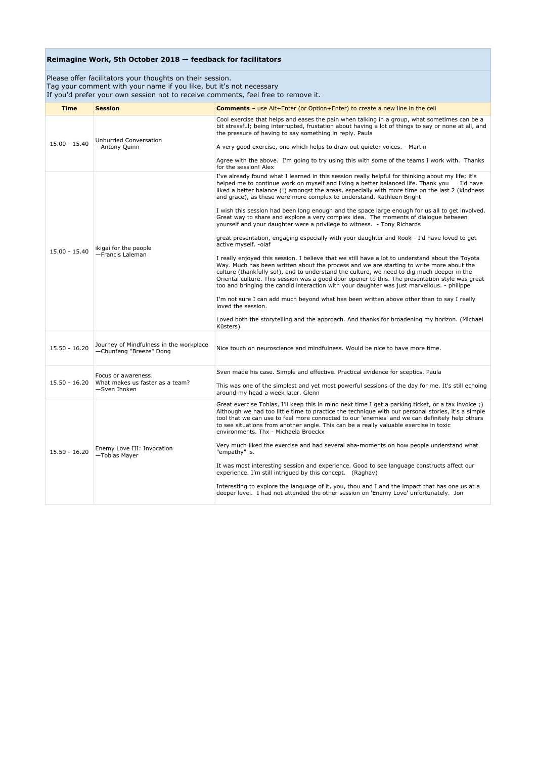## Reimagine Work, 5th October 2018 — feedback for facilitators

Please offer facilitators your thoughts on their session.
Tag your comment with your name if you like, but it's not necessary
If you'd prefer your own session not to receive comments, feel free to remove it.

| Time | Session | **Comments** – use Alt+Enter (or Option+Enter) to create a new line in the cell |
|---|---|---|
| 15.00 - 15.40 | Unhurried Conversation —Antony Quinn | Cool exercise that helps and eases the pain when talking in a group, what sometimes can be a bit stressful; being interrupted, frustation about having a lot of things to say or none at all, and the pressure of having to say something in reply. Paula<br><br>A very good exercise, one which helps to draw out quieter voices. - Martin<br><br>Agree with the above. I'm going to try using this with some of the teams I work with. Thanks for the session! Alex |
| 15.00 - 15.40 | ikigai for the people —Francis Laleman | I've already found what I learned in this session really helpful for thinking about my life; it's helped me to continue work on myself and living a better balanced life. Thank you I'd have liked a better balance (!) amongst the areas, especially with more time on the last 2 (kindness and grace), as these were more complex to understand. Kathleen Bright<br><br>I wish this session had been long enough and the space large enough for us all to get involved. Great way to share and explore a very complex idea. The moments of dialogue between yourself and your daughter were a privilege to witness. - Tony Richards<br><br>great presentation, engaging especially with your daughter and Rook - I'd have loved to get active myself. -olaf<br><br>I really enjoyed this session. I believe that we still have a lot to understand about the Toyota Way. Much has been written about the process and we are starting to write more about the culture (thankfully so!), and to understand the culture, we need to dig much deeper in the Oriental culture. This session was a good door opener to this. The presentation style was great too and bringing the candid interaction with your daughter was just marvellous. - philippe<br><br>I'm not sure I can add much beyond what has been written above other than to say I really loved the session.<br><br>Loved both the storytelling and the approach. And thanks for broadening my horizon. (Michael Küsters) |
| 15.50 - 16.20 | Journey of Mindfulness in the workplace —Chunfeng "Breeze" Dong | Nice touch on neuroscience and mindfulness. Would be nice to have more time. |
| 15.50 - 16.20 | Focus or awareness. What makes us faster as a team? —Sven Ihnken | Sven made his case. Simple and effective. Practical evidence for sceptics. Paula<br><br>This was one of the simplest and yet most powerful sessions of the day for me. It's still echoing around my head a week later. Glenn |
| 15.50 - 16.20 | Enemy Love III: Invocation —Tobias Mayer | Great exercise Tobias, I'll keep this in mind next time I get a parking ticket, or a tax invoice ;) Although we had too little time to practice the technique with our personal stories, it's a simple tool that we can use to feel more connected to our 'enemies' and we can definitely help others to see situations from another angle. This can be a really valuable exercise in toxic environments. Thx - Michaela Broeckx<br><br>Very much liked the exercise and had several aha-moments on how people understand what "empathy" is.<br><br>It was most interesting session and experience. Good to see language constructs affect our experience. I'm still intrigued by this concept. (Raghav)<br><br>Interesting to explore the language of it, you, thou and I and the impact that has one us at a deeper level. I had not attended the other session on 'Enemy Love' unfortunately. Jon |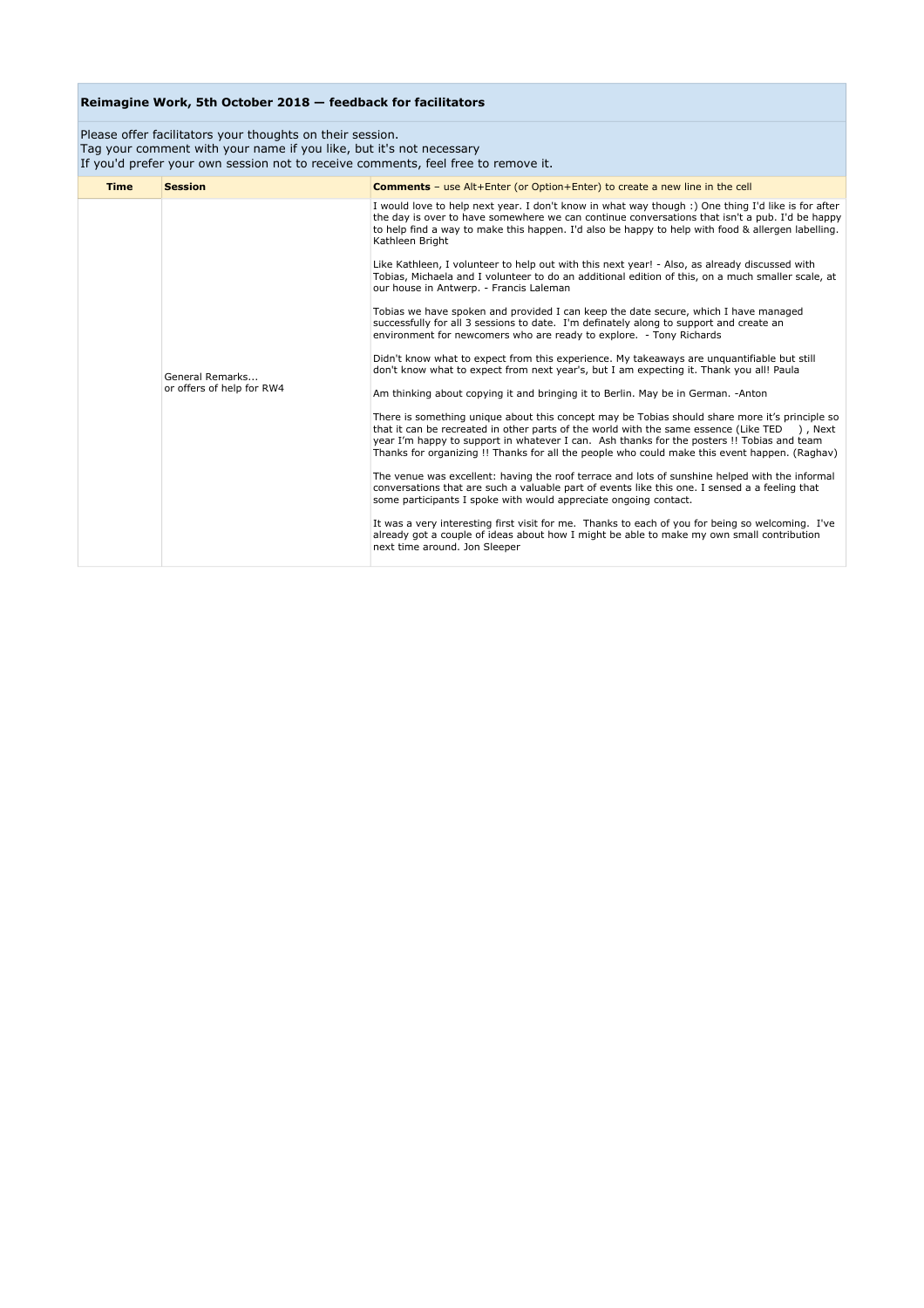## Reimagine Work, 5th October 2018 — feedback for facilitators

Please offer facilitators your thoughts on their session.
Tag your comment with your name if you like, but it's not necessary
If you'd prefer your own session not to receive comments, feel free to remove it.

| Time | Session | **Comments** – use Alt+Enter (or Option+Enter) to create a new line in the cell |
|---|---|---|
| | General Remarks... or offers of help for RW4 | I would love to help next year. I don't know in what way though :) One thing I'd like is for after the day is over to have somewhere we can continue conversations that isn't a pub. I'd be happy to help find a way to make this happen. I'd also be happy to help with food & allergen labelling. Kathleen Bright<br><br>Like Kathleen, I volunteer to help out with this next year! - Also, as already discussed with Tobias, Michaela and I volunteer to do an additional edition of this, on a much smaller scale, at our house in Antwerp. - Francis Laleman<br><br>Tobias we have spoken and provided I can keep the date secure, which I have managed successfully for all 3 sessions to date. I'm definately along to support and create an environment for newcomers who are ready to explore. - Tony Richards<br><br>Didn't know what to expect from this experience. My takeaways are unquantifiable but still don't know what to expect from next year's, but I am expecting it. Thank you all! Paula<br><br>Am thinking about copying it and bringing it to Berlin. May be in German. -Anton<br><br>There is something unique about this concept may be Tobias should share more it's principle so that it can be recreated in other parts of the world with the same essence (Like TED ) , Next year I'm happy to support in whatever I can. Ash thanks for the posters !! Tobias and team Thanks for organizing !! Thanks for all the people who could make this event happen. (Raghav)<br><br>The venue was excellent: having the roof terrace and lots of sunshine helped with the informal conversations that are such a valuable part of events like this one. I sensed a a feeling that some participants I spoke with would appreciate ongoing contact.<br><br>It was a very interesting first visit for me. Thanks to each of you for being so welcoming. I've already got a couple of ideas about how I might be able to make my own small contribution next time around. Jon Sleeper |